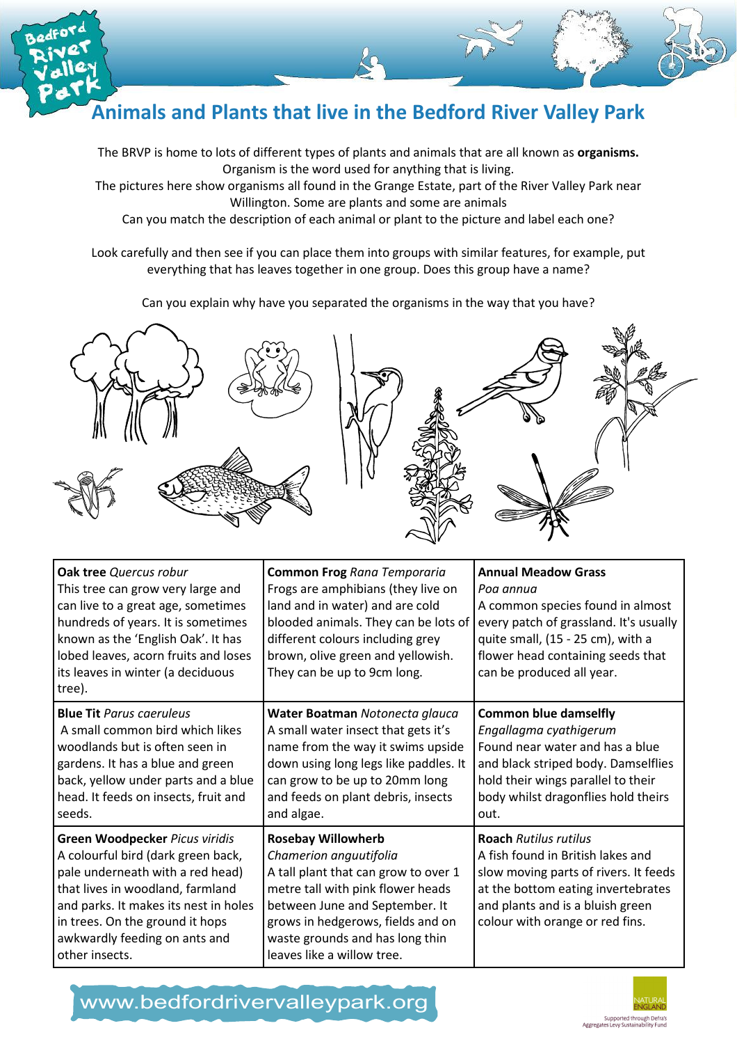# Animals and Plants that live in the Bedford River Valley Park

The BRVP is home to lots of different types of plants and animals that are all known as **organisms.** Organism is the word used for anything that is living.
The pictures here show organisms all found in the Grange Estate, part of the River Valley Park near Willington. Some are plants and some are animals
Can you match the description of each animal or plant to the picture and label each one?

Look carefully and then see if you can place them into groups with similar features, for example, put everything that has leaves together in one group. Does this group have a name?

Can you explain why have you separated the organisms in the way that you have?

| | | |
|---|---|---|
| **Oak tree** *Quercus robur*<br>This tree can grow very large and can live to a great age, sometimes hundreds of years. It is sometimes known as the 'English Oak'. It has lobed leaves, acorn fruits and loses its leaves in winter (a deciduous tree). | **Common Frog** *Rana Temporaria*<br>Frogs are amphibians (they live on land and in water) and are cold blooded animals. They can be lots of different colours including grey brown, olive green and yellowish. They can be up to 9cm long. | **Annual Meadow Grass**<br>*Poa annua*<br>A common species found in almost every patch of grassland. It's usually quite small, (15 - 25 cm), with a flower head containing seeds that can be produced all year. |
| **Blue Tit** *Parus caeruleus*<br>A small common bird which likes woodlands but is often seen in gardens. It has a blue and green back, yellow under parts and a blue head. It feeds on insects, fruit and seeds. | **Water Boatman** *Notonecta glauca*<br>A small water insect that gets it's name from the way it swims upside down using long legs like paddles. It can grow to be up to 20mm long and feeds on plant debris, insects and algae. | **Common blue damselfly**<br>*Engallagma cyathigerum*<br>Found near water and has a blue and black striped body. Damselflies hold their wings parallel to their body whilst dragonflies hold theirs out. |
| **Green Woodpecker** *Picus viridis*<br>A colourful bird (dark green back, pale underneath with a red head) that lives in woodland, farmland and parks. It makes its nest in holes in trees. On the ground it hops awkwardly feeding on ants and other insects. | **Rosebay Willowherb**<br>*Chamerion anguutifolia*<br>A tall plant that can grow to over 1 metre tall with pink flower heads between June and September. It grows in hedgerows, fields and on waste grounds and has long thin leaves like a willow tree. | **Roach** *Rutilus rutilus*<br>A fish found in British lakes and slow moving parts of rivers. It feeds at the bottom eating invertebrates and plants and is a bluish green colour with orange or red fins. |

www.bedfordrivervalleypark.org

Supported through Defra's Aggregates Levy Sustainability Fund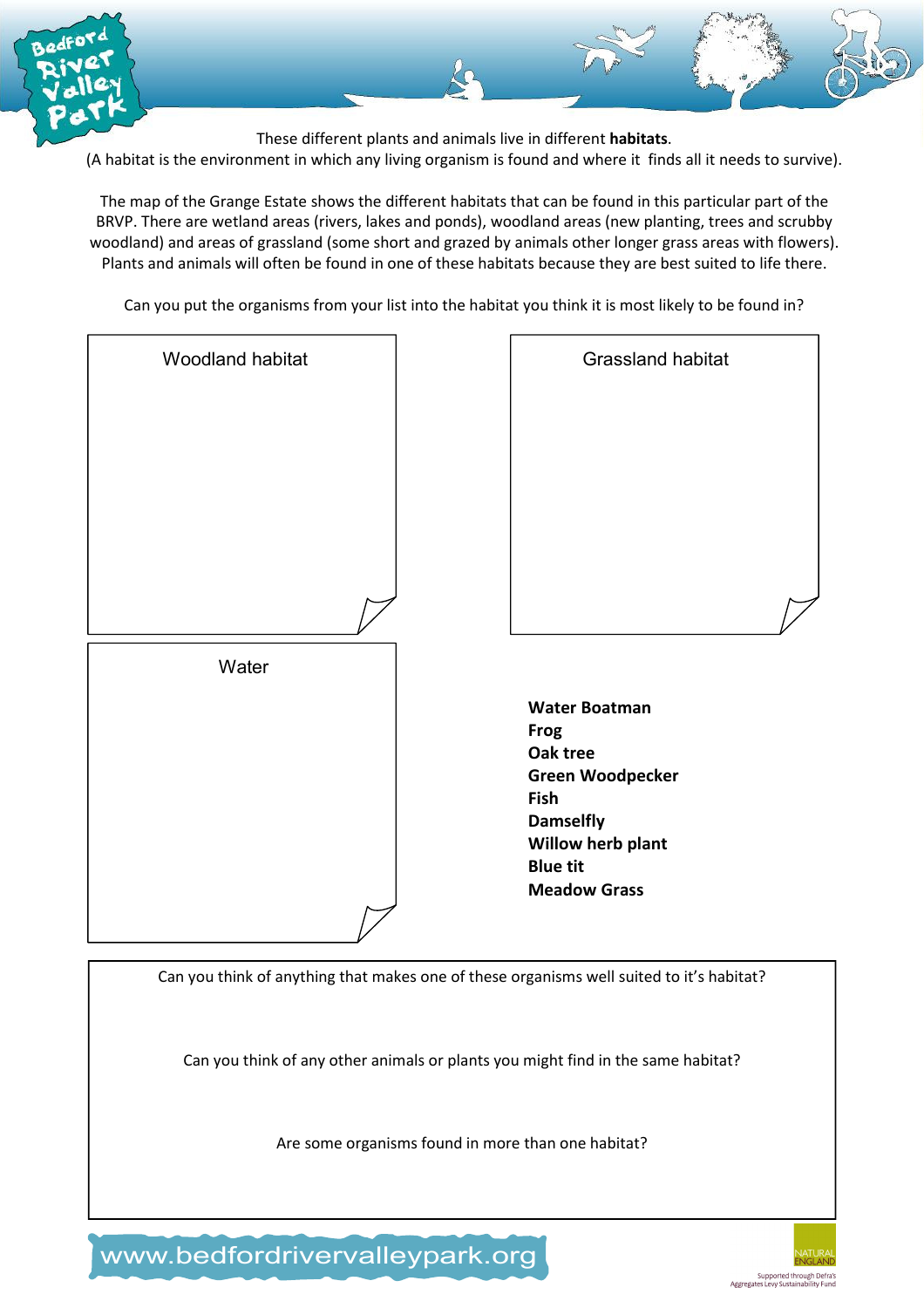These different plants and animals live in different **habitats**.
(A habitat is the environment in which any living organism is found and where it finds all it needs to survive).

The map of the Grange Estate shows the different habitats that can be found in this particular part of the BRVP. There are wetland areas (rivers, lakes and ponds), woodland areas (new planting, trees and scrubby woodland) and areas of grassland (some short and grazed by animals other longer grass areas with flowers). Plants and animals will often be found in one of these habitats because they are best suited to life there.

Can you put the organisms from your list into the habitat you think it is most likely to be found in?

Woodland habitat

Grassland habitat

Water

**Water Boatman**
**Frog**
**Oak tree**
**Green Woodpecker**
**Fish**
**Damselfly**
**Willow herb plant**
**Blue tit**
**Meadow Grass**

Can you think of anything that makes one of these organisms well suited to it's habitat?

Can you think of any other animals or plants you might find in the same habitat?

Are some organisms found in more than one habitat?

www.bedfordrivervalleypark.org

Supported through Defra's Aggregates Levy Sustainability Fund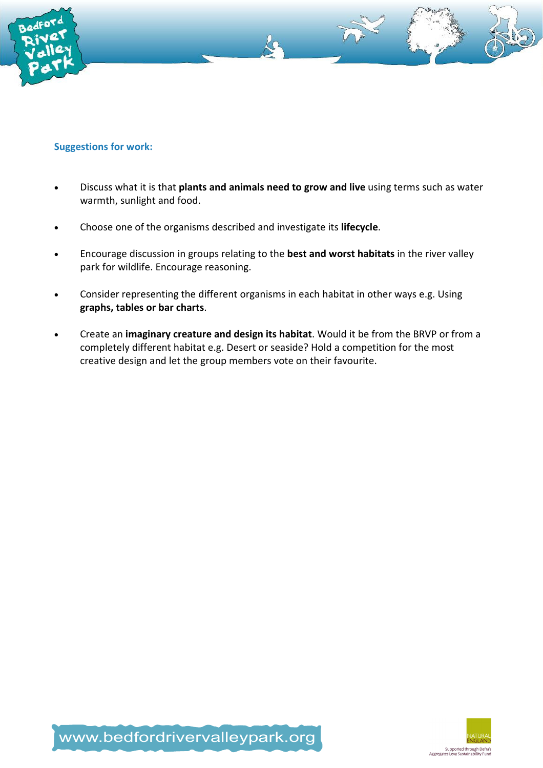**Suggestions for work:**

- Discuss what it is that **plants and animals need to grow and live** using terms such as water warmth, sunlight and food.
- Choose one of the organisms described and investigate its **lifecycle**.
- Encourage discussion in groups relating to the **best and worst habitats** in the river valley park for wildlife. Encourage reasoning.
- Consider representing the different organisms in each habitat in other ways e.g. Using **graphs, tables or bar charts**.
- Create an **imaginary creature and design its habitat**. Would it be from the BRVP or from a completely different habitat e.g. Desert or seaside? Hold a competition for the most creative design and let the group members vote on their favourite.